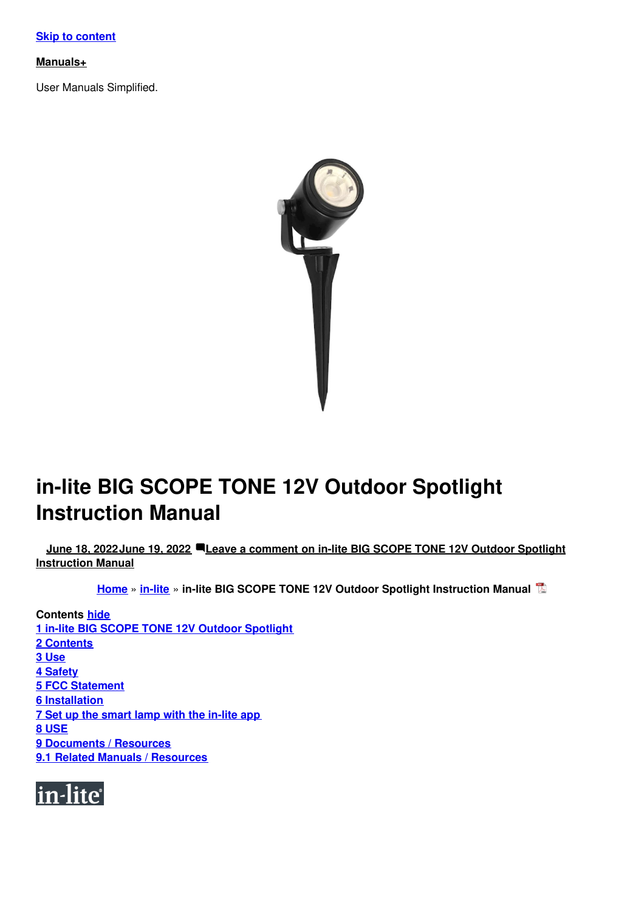Skip to content

**Manuals+**

User Manuals Simplified.

# in-lite BIG SCOPE TONE 12V Outdoor Spotlight Instruction Manual

June 18, 2022June 19, 2022 Leave a comment on in-lite BIG SCOPE TONE 12V Outdoor Spotlight Instruction Manual

Home » in-lite » in-lite BIG SCOPE TONE 12V Outdoor Spotlight Instruction Manual

**Contents** hide

1 in-lite BIG SCOPE TONE 12V Outdoor Spotlight
2 Contents
3 Use
4 Safety
5 FCC Statement
6 Installation
7 Set up the smart lamp with the in-lite app
8 USE
9 Documents / Resources
9.1 Related Manuals / Resources

in-lite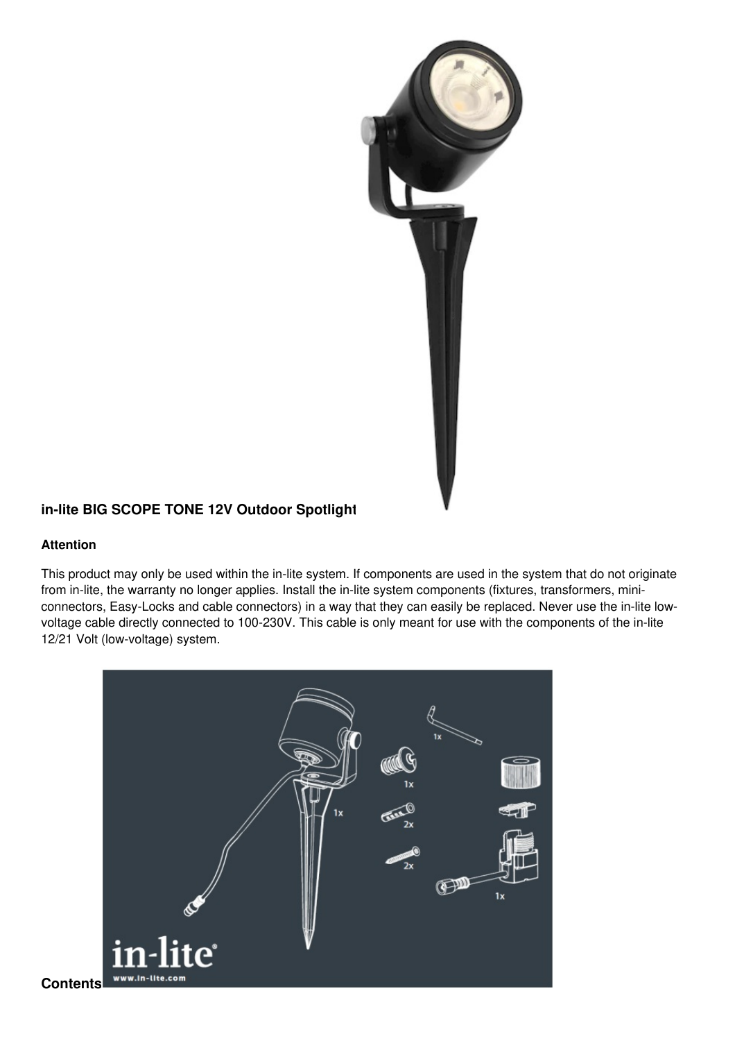**in-lite BIG SCOPE TONE 12V Outdoor Spotlight**

**Attention**

This product may only be used within the in-lite system. If components are used in the system that do not originate from in-lite, the warranty no longer applies. Install the in-lite system components (fixtures, transformers, mini-connectors, Easy-Locks and cable connectors) in a way that they can easily be replaced. Never use the in-lite low-voltage cable directly connected to 100-230V. This cable is only meant for use with the components of the in-lite 12/21 Volt (low-voltage) system.

**Contents**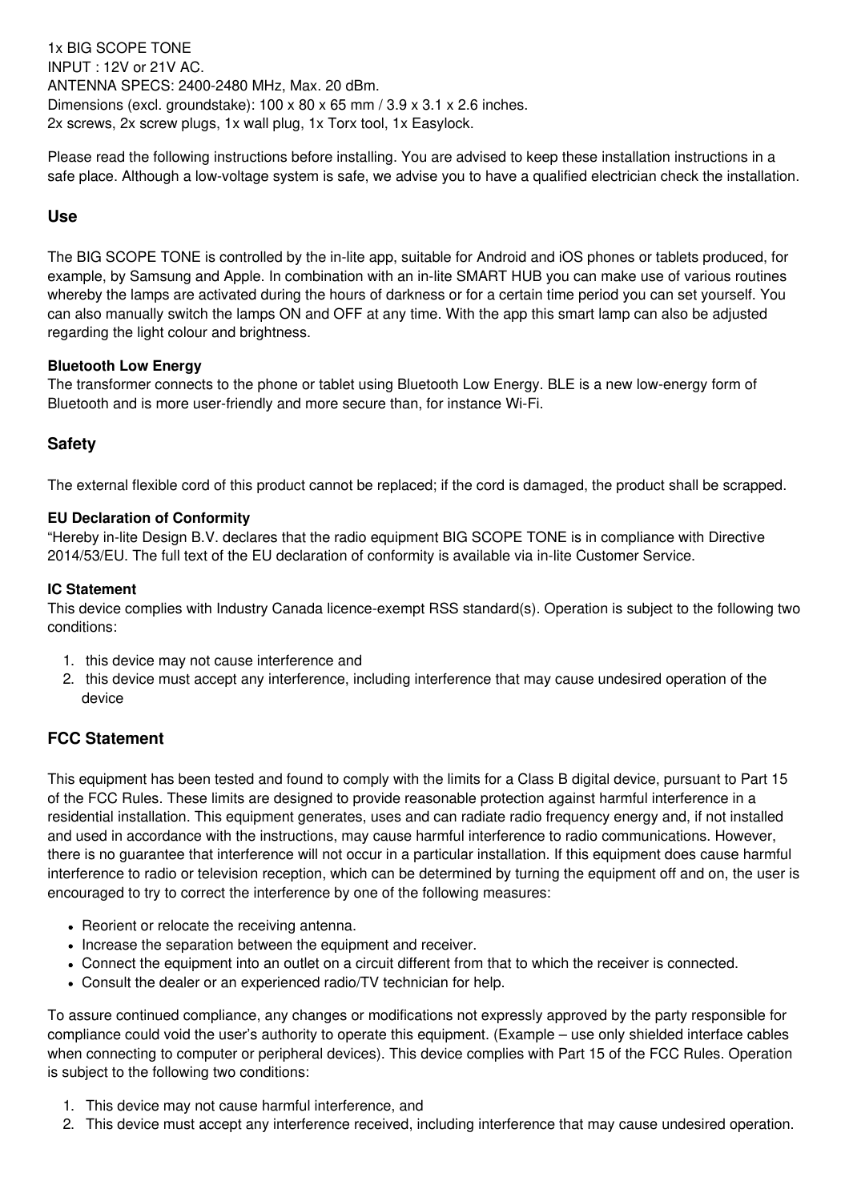1x BIG SCOPE TONE
INPUT : 12V or 21V AC.
ANTENNA SPECS: 2400-2480 MHz, Max. 20 dBm.
Dimensions (excl. groundstake): 100 x 80 x 65 mm / 3.9 x 3.1 x 2.6 inches.
2x screws, 2x screw plugs, 1x wall plug, 1x Torx tool, 1x Easylock.

Please read the following instructions before installing. You are advised to keep these installation instructions in a safe place. Although a low-voltage system is safe, we advise you to have a qualified electrician check the installation.

## Use

The BIG SCOPE TONE is controlled by the in-lite app, suitable for Android and iOS phones or tablets produced, for example, by Samsung and Apple. In combination with an in-lite SMART HUB you can make use of various routines whereby the lamps are activated during the hours of darkness or for a certain time period you can set yourself. You can also manually switch the lamps ON and OFF at any time. With the app this smart lamp can also be adjusted regarding the light colour and brightness.

### Bluetooth Low Energy

The transformer connects to the phone or tablet using Bluetooth Low Energy. BLE is a new low-energy form of Bluetooth and is more user-friendly and more secure than, for instance Wi-Fi.

## Safety

The external flexible cord of this product cannot be replaced; if the cord is damaged, the product shall be scrapped.

### EU Declaration of Conformity

“Hereby in-lite Design B.V. declares that the radio equipment BIG SCOPE TONE is in compliance with Directive 2014/53/EU. The full text of the EU declaration of conformity is available via in-lite Customer Service.

### IC Statement

This device complies with Industry Canada licence-exempt RSS standard(s). Operation is subject to the following two conditions:

1. this device may not cause interference and
2. this device must accept any interference, including interference that may cause undesired operation of the device

## FCC Statement

This equipment has been tested and found to comply with the limits for a Class B digital device, pursuant to Part 15 of the FCC Rules. These limits are designed to provide reasonable protection against harmful interference in a residential installation. This equipment generates, uses and can radiate radio frequency energy and, if not installed and used in accordance with the instructions, may cause harmful interference to radio communications. However, there is no guarantee that interference will not occur in a particular installation. If this equipment does cause harmful interference to radio or television reception, which can be determined by turning the equipment off and on, the user is encouraged to try to correct the interference by one of the following measures:

- Reorient or relocate the receiving antenna.
- Increase the separation between the equipment and receiver.
- Connect the equipment into an outlet on a circuit different from that to which the receiver is connected.
- Consult the dealer or an experienced radio/TV technician for help.

To assure continued compliance, any changes or modifications not expressly approved by the party responsible for compliance could void the user’s authority to operate this equipment. (Example – use only shielded interface cables when connecting to computer or peripheral devices). This device complies with Part 15 of the FCC Rules. Operation is subject to the following two conditions:

1. This device may not cause harmful interference, and
2. This device must accept any interference received, including interference that may cause undesired operation.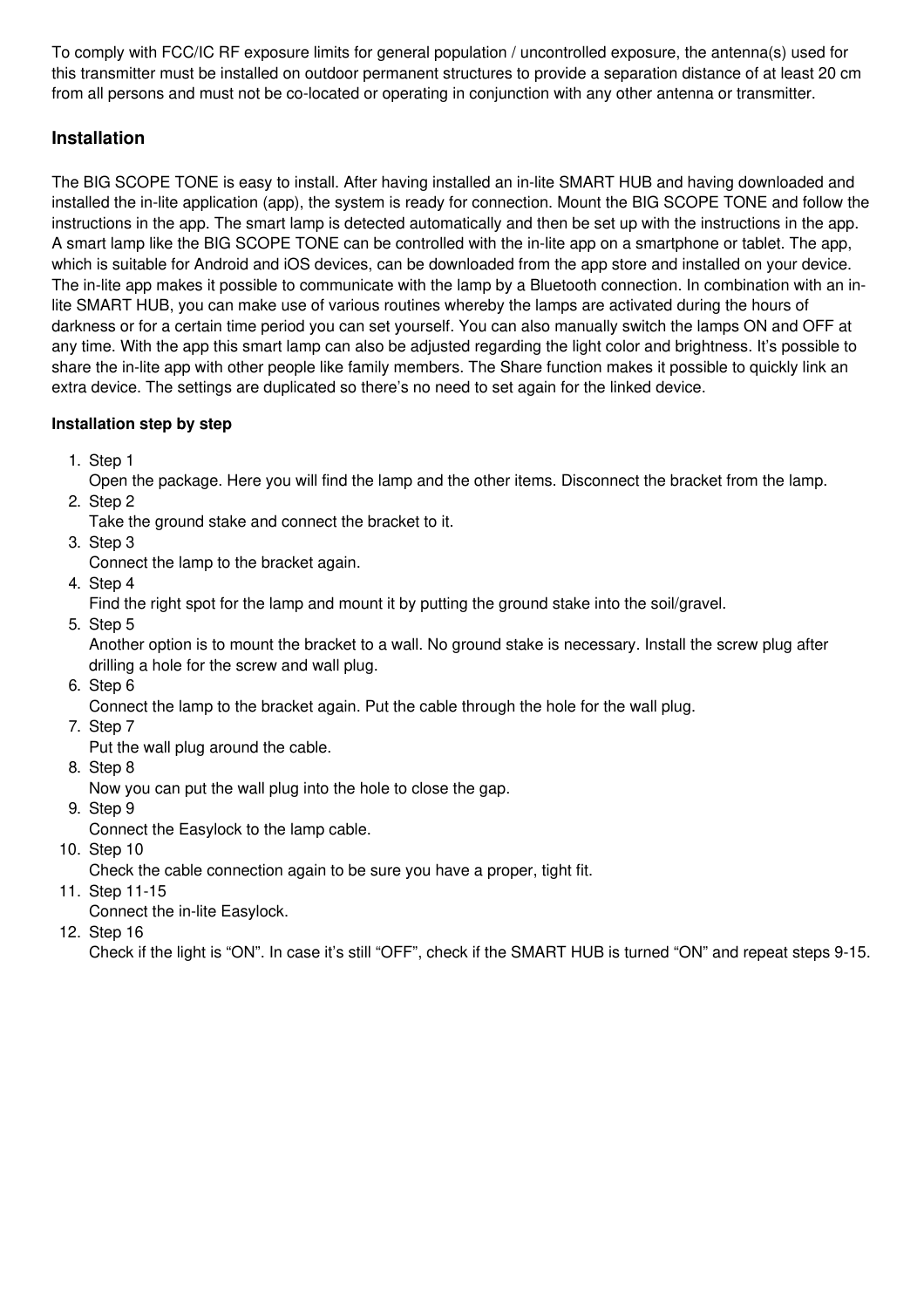To comply with FCC/IC RF exposure limits for general population / uncontrolled exposure, the antenna(s) used for this transmitter must be installed on outdoor permanent structures to provide a separation distance of at least 20 cm from all persons and must not be co-located or operating in conjunction with any other antenna or transmitter.

## Installation

The BIG SCOPE TONE is easy to install. After having installed an in-lite SMART HUB and having downloaded and installed the in-lite application (app), the system is ready for connection. Mount the BIG SCOPE TONE and follow the instructions in the app. The smart lamp is detected automatically and then be set up with the instructions in the app. A smart lamp like the BIG SCOPE TONE can be controlled with the in-lite app on a smartphone or tablet. The app, which is suitable for Android and iOS devices, can be downloaded from the app store and installed on your device. The in-lite app makes it possible to communicate with the lamp by a Bluetooth connection. In combination with an in-lite SMART HUB, you can make use of various routines whereby the lamps are activated during the hours of darkness or for a certain time period you can set yourself. You can also manually switch the lamps ON and OFF at any time. With the app this smart lamp can also be adjusted regarding the light color and brightness. It's possible to share the in-lite app with other people like family members. The Share function makes it possible to quickly link an extra device. The settings are duplicated so there's no need to set again for the linked device.

**Installation step by step**

1. Step 1
   Open the package. Here you will find the lamp and the other items. Disconnect the bracket from the lamp.
2. Step 2
   Take the ground stake and connect the bracket to it.
3. Step 3
   Connect the lamp to the bracket again.
4. Step 4
   Find the right spot for the lamp and mount it by putting the ground stake into the soil/gravel.
5. Step 5
   Another option is to mount the bracket to a wall. No ground stake is necessary. Install the screw plug after drilling a hole for the screw and wall plug.
6. Step 6
   Connect the lamp to the bracket again. Put the cable through the hole for the wall plug.
7. Step 7
   Put the wall plug around the cable.
8. Step 8
   Now you can put the wall plug into the hole to close the gap.
9. Step 9
   Connect the Easylock to the lamp cable.
10. Step 10
    Check the cable connection again to be sure you have a proper, tight fit.
11. Step 11-15
    Connect the in-lite Easylock.
12. Step 16
    Check if the light is "ON". In case it's still "OFF", check if the SMART HUB is turned "ON" and repeat steps 9-15.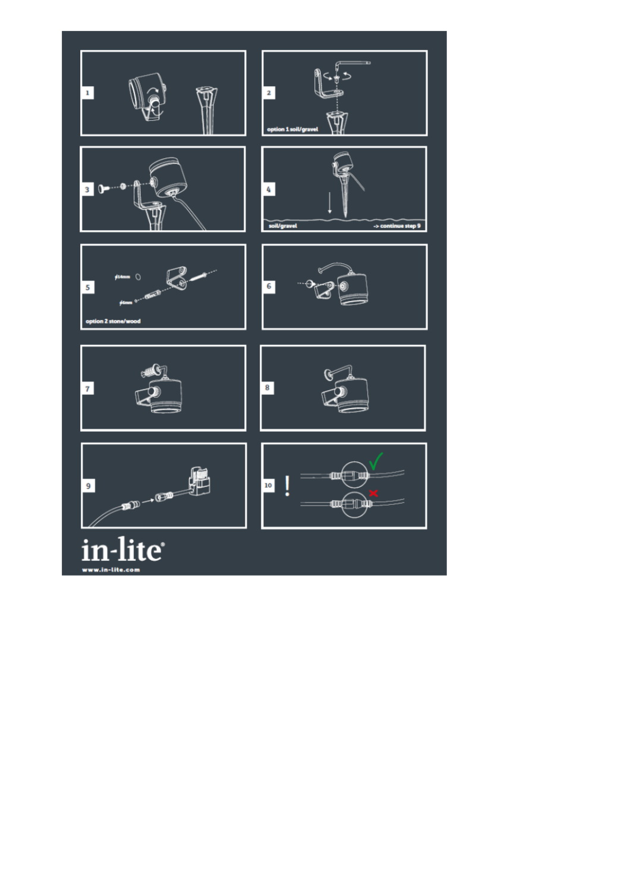1

2

option 1 soil/gravel

3

4

soil/gravel

-> continue step 9

5

ø14mm

ø6mm

option 2 stone/wood

6

7

8

9

10

!

in-lite®

www.in-lite.com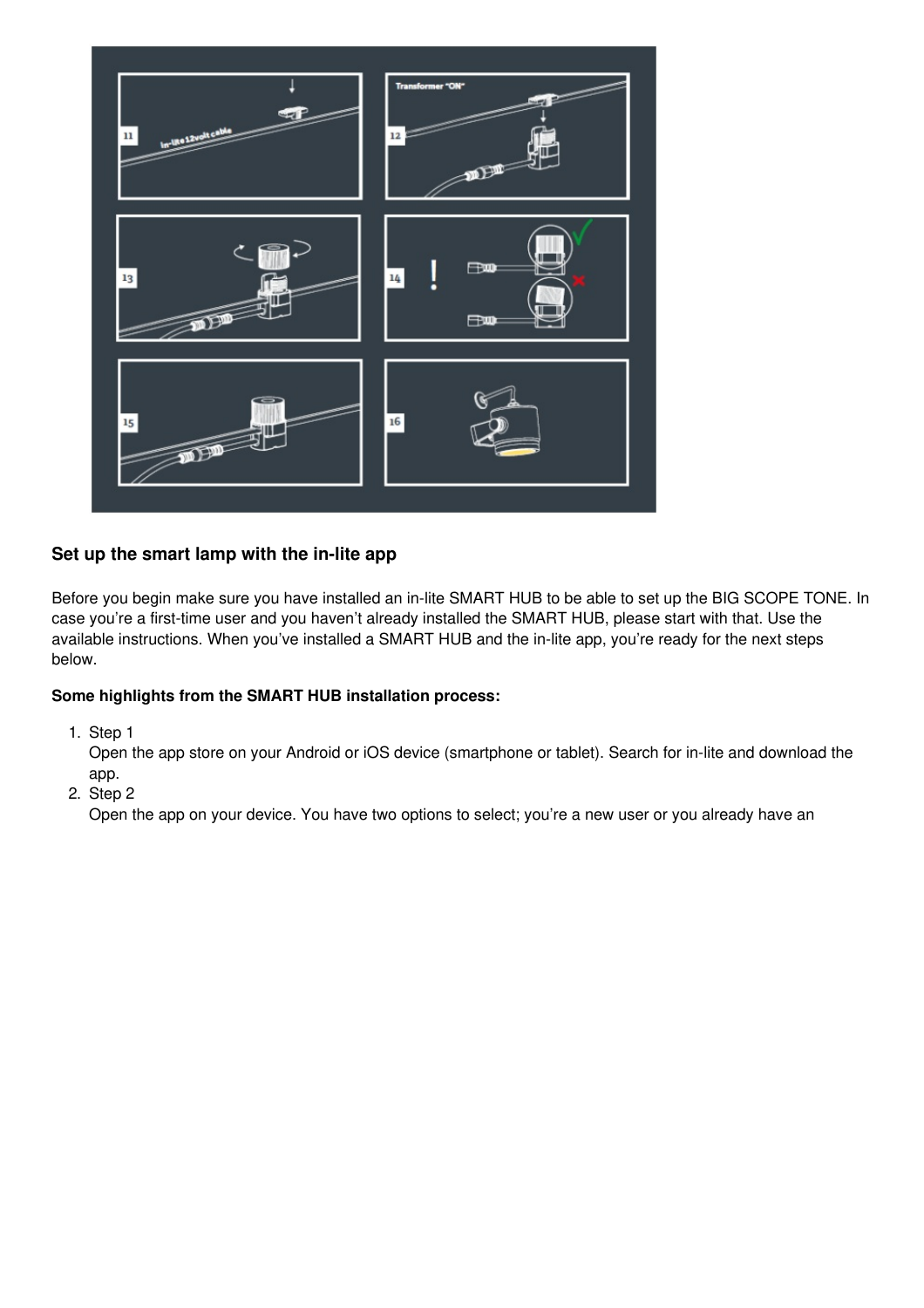## Set up the smart lamp with the in-lite app

Before you begin make sure you have installed an in-lite SMART HUB to be able to set up the BIG SCOPE TONE. In case you're a first-time user and you haven't already installed the SMART HUB, please start with that. Use the available instructions. When you've installed a SMART HUB and the in-lite app, you're ready for the next steps below.

**Some highlights from the SMART HUB installation process:**

1. Step 1
   Open the app store on your Android or iOS device (smartphone or tablet). Search for in-lite and download the app.
2. Step 2
   Open the app on your device. You have two options to select; you're a new user or you already have an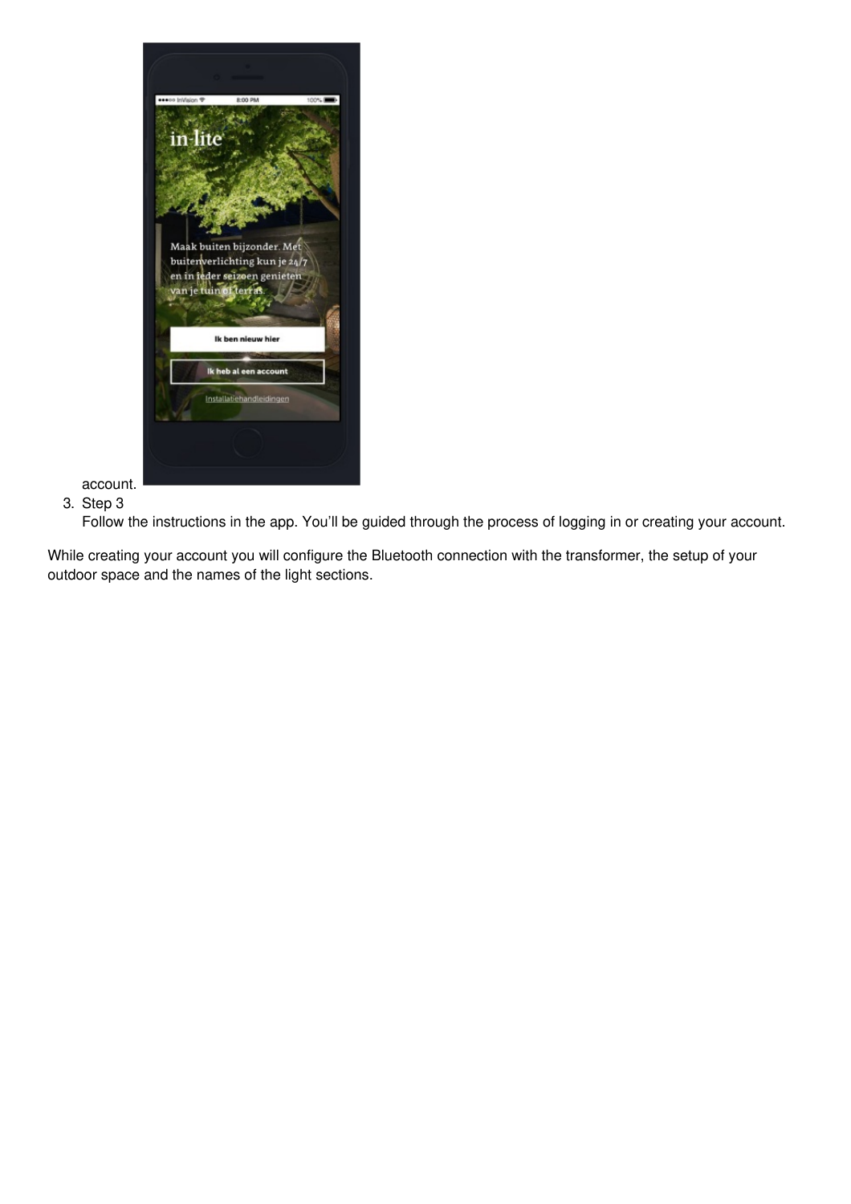account.

3. Step 3
   Follow the instructions in the app. You’ll be guided through the process of logging in or creating your account.

While creating your account you will configure the Bluetooth connection with the transformer, the setup of your outdoor space and the names of the light sections.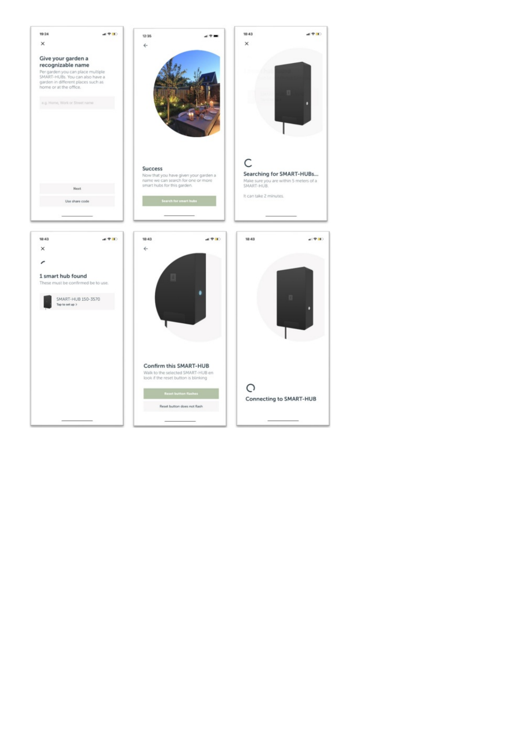Give your garden a recognizable name

Per garden you can place multiple SMART-HUBs. You can also have a garden in different places such as home or at the office.

e.g. Home, Work or Street name

Next

Use share code

Success

Now that you have given your garden a name we can search for one or more smart hubs for this garden.

Search for smart hubs

Searching for SMART-HUBs...

Make sure you are within 5 meters of a SMART-HUB.

It can take 2 minutes.

1 smart hub found

These must be confirmed be to use.

SMART-HUB 150-3570

Tap to set up >

Confirm this SMART-HUB

Walk to the selected SMART-HUB en look if the reset button is blinking

Reset button flashes

Reset button does not flash

Connecting to SMART-HUB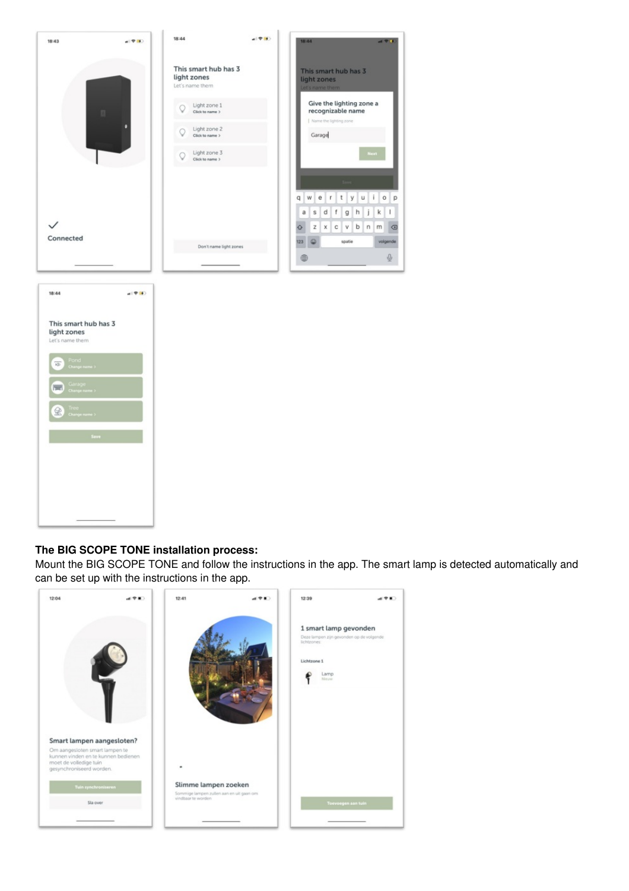**The BIG SCOPE TONE installation process:**
Mount the BIG SCOPE TONE and follow the instructions in the app. The smart lamp is detected automatically and can be set up with the instructions in the app.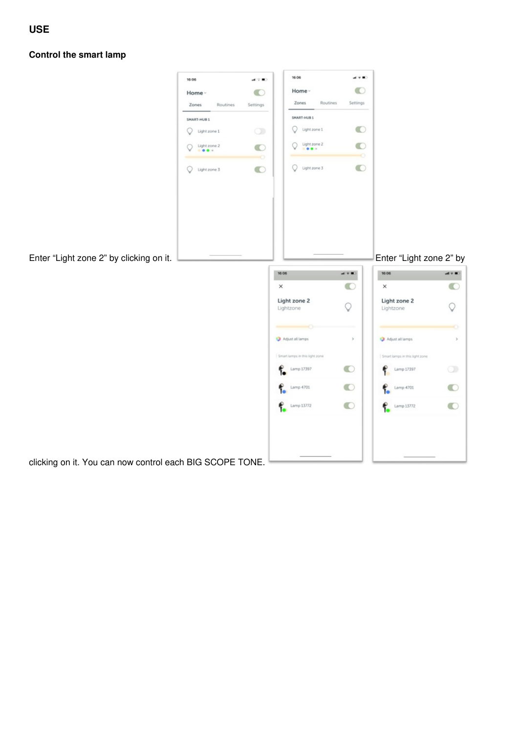# USE

## Control the smart lamp

Enter "Light zone 2" by clicking on it.

Enter "Light zone 2" by clicking on it. You can now control each BIG SCOPE TONE.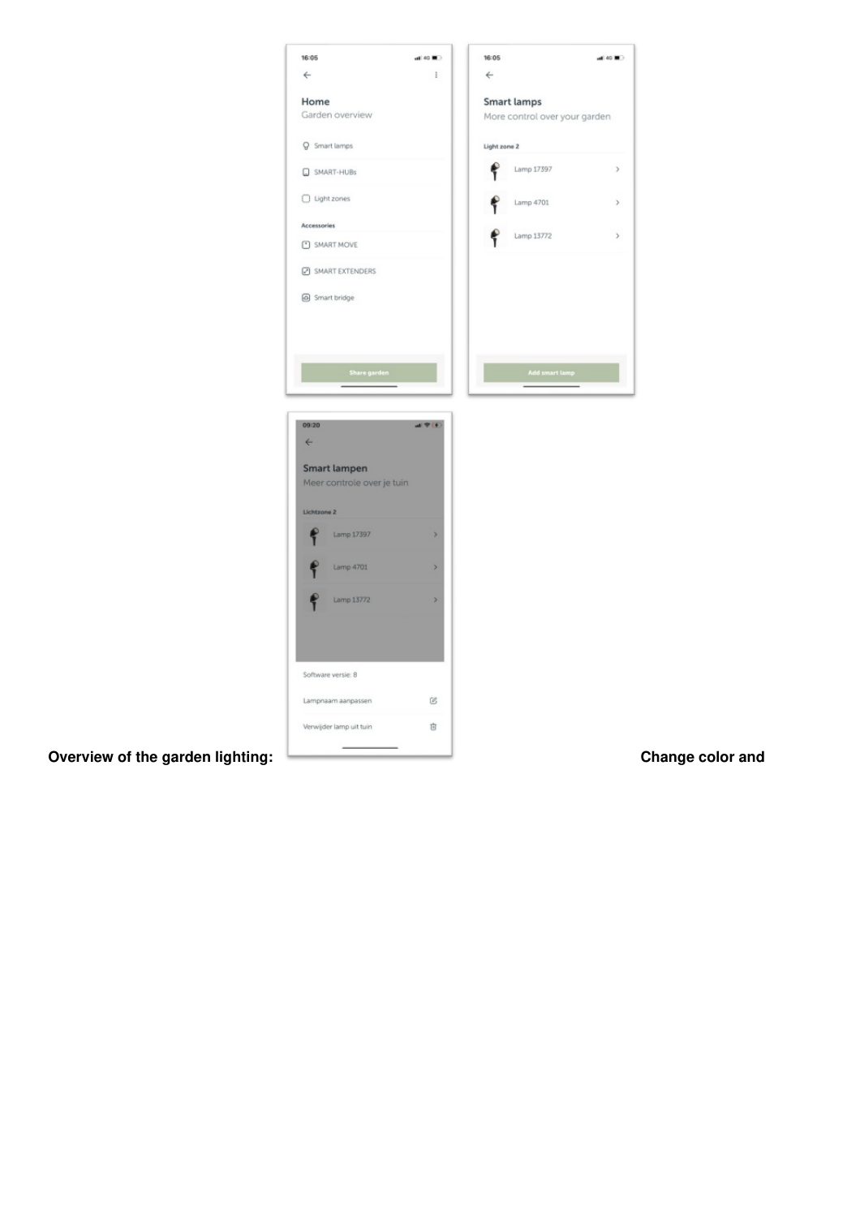**Overview of the garden lighting:**

**Change color and**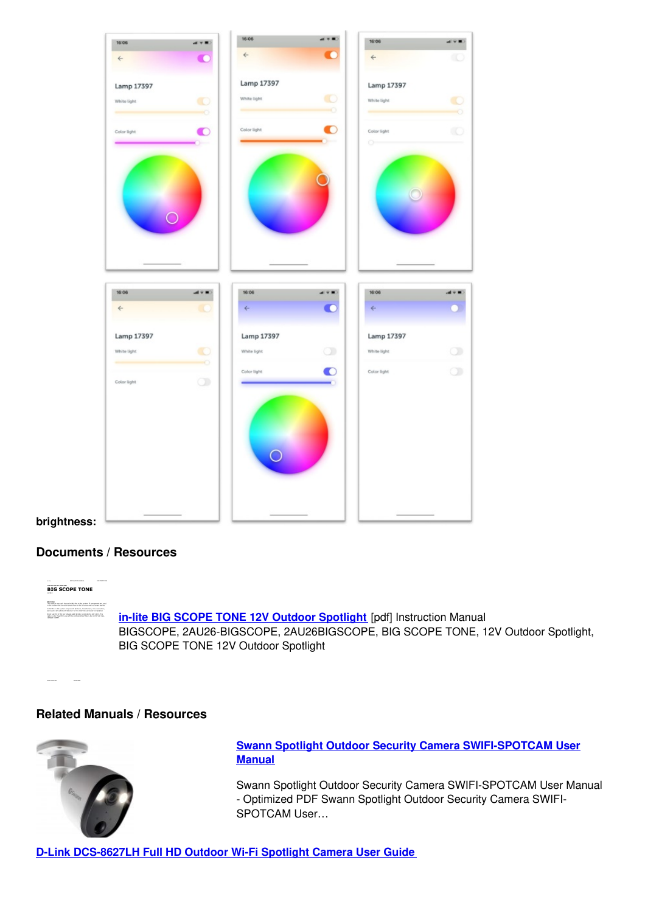**brightness:**

## Documents / Resources

[in-lite BIG SCOPE TONE 12V Outdoor Spotlight](#) [pdf] Instruction Manual
BIGSCOPE, 2AU26-BIGSCOPE, 2AU26BIGSCOPE, BIG SCOPE TONE, 12V Outdoor Spotlight, BIG SCOPE TONE 12V Outdoor Spotlight

## Related Manuals / Resources

[Swann Spotlight Outdoor Security Camera SWIFI-SPOTCAM User Manual](#)

Swann Spotlight Outdoor Security Camera SWIFI-SPOTCAM User Manual - Optimized PDF Swann Spotlight Outdoor Security Camera SWIFI-SPOTCAM User…

[D-Link DCS-8627LH Full HD Outdoor Wi-Fi Spotlight Camera User Guide](#)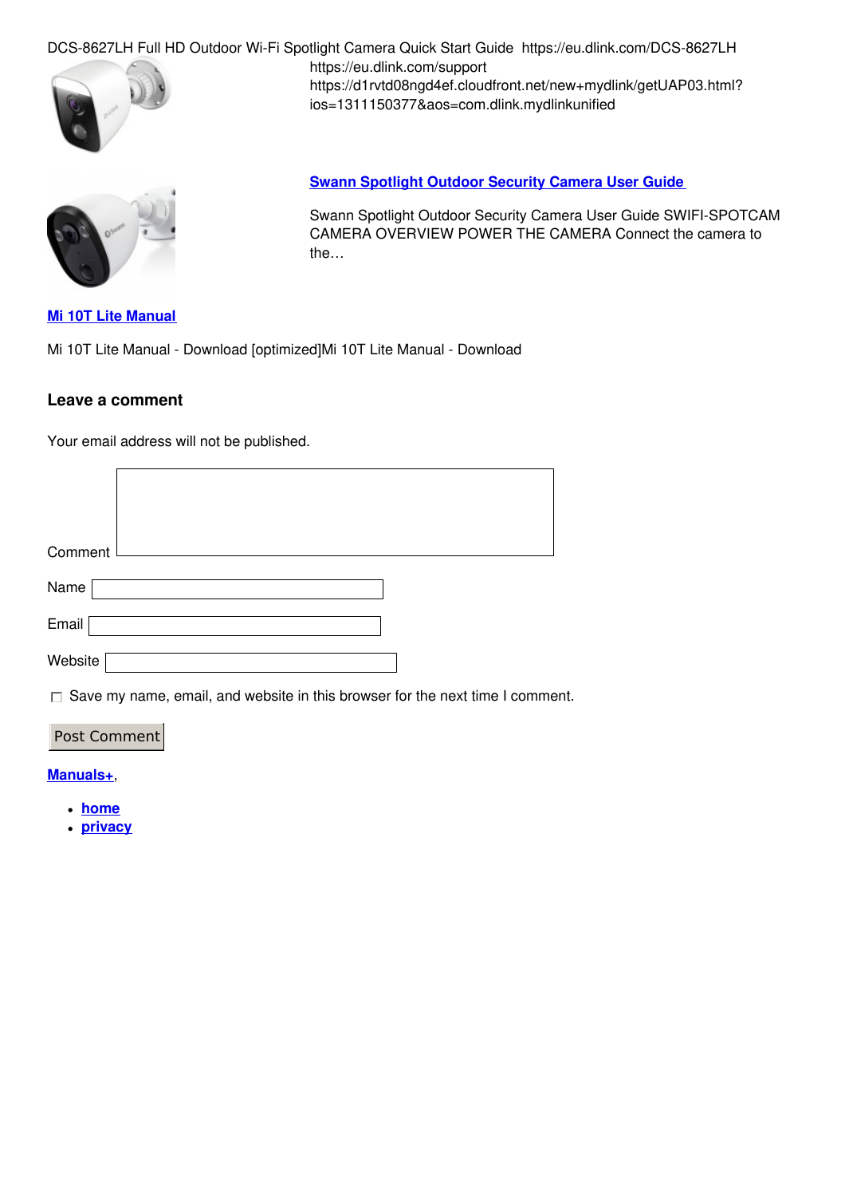DCS-8627LH Full HD Outdoor Wi-Fi Spotlight Camera Quick Start Guide https://eu.dlink.com/DCS-8627LH https://eu.dlink.com/support https://d1rvtd08ngd4ef.cloudfront.net/new+mydlink/getUAP03.html?ios=1311150377&aos=com.dlink.mydlinkunified

**Swann Spotlight Outdoor Security Camera User Guide**

Swann Spotlight Outdoor Security Camera User Guide SWIFI-SPOTCAM CAMERA OVERVIEW POWER THE CAMERA Connect the camera to the…

**Mi 10T Lite Manual**

Mi 10T Lite Manual - Download [optimized]Mi 10T Lite Manual - Download

### Leave a comment

Your email address will not be published.

Comment

Name

Email

Website

☐ Save my name, email, and website in this browser for the next time I comment.

Post Comment

**Manuals+**,

- **home**
- **privacy**